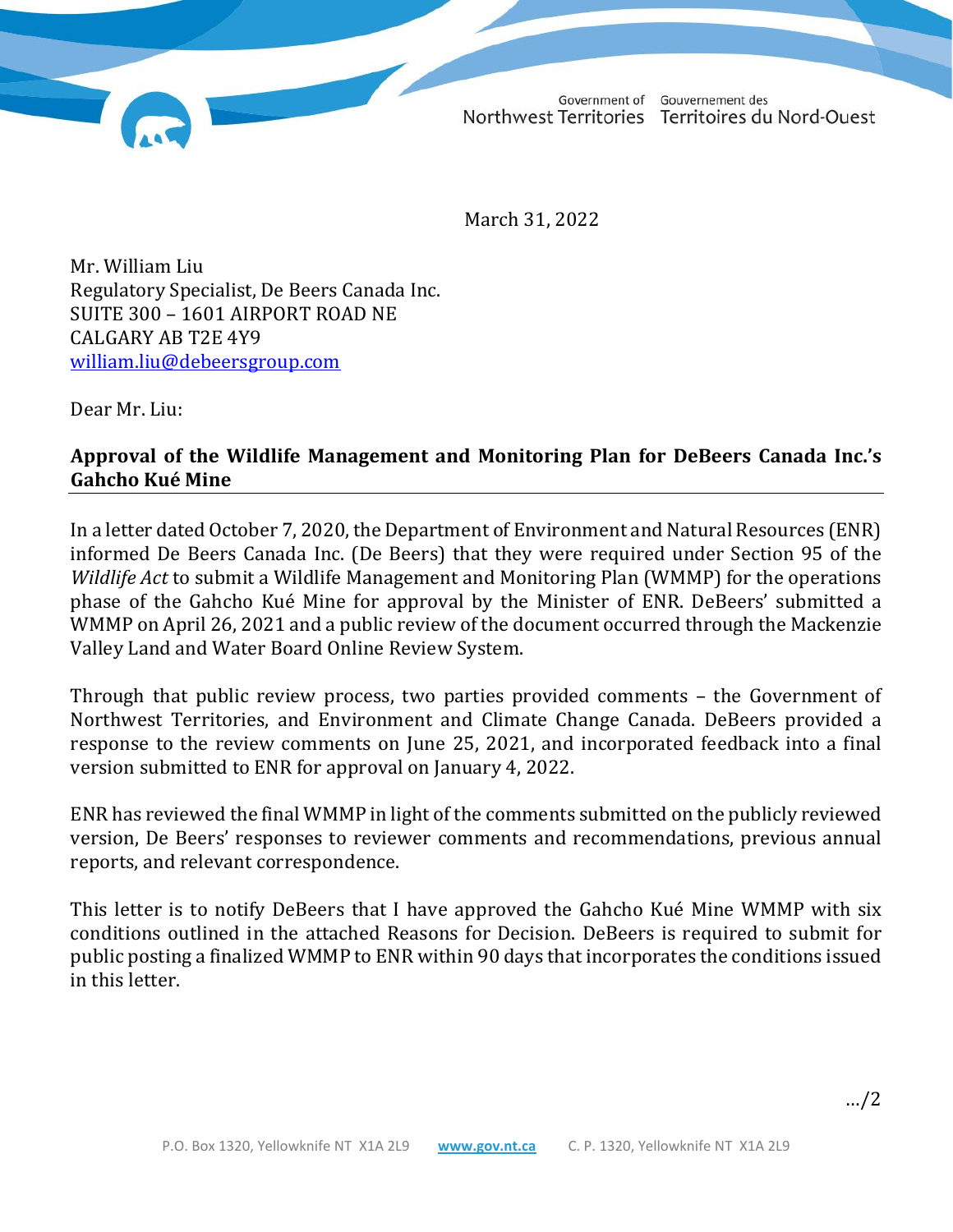Government of Northwest Territories | Gouvernement des Territoires du Nord-Ouest

March 31, 2022

Mr. William Liu
Regulatory Specialist, De Beers Canada Inc.
SUITE 300 – 1601 AIRPORT ROAD NE
CALGARY AB T2E 4Y9
william.liu@debeersgroup.com

Dear Mr. Liu:

**Approval of the Wildlife Management and Monitoring Plan for DeBeers Canada Inc.'s Gahcho Kué Mine**

In a letter dated October 7, 2020, the Department of Environment and Natural Resources (ENR) informed De Beers Canada Inc. (De Beers) that they were required under Section 95 of the *Wildlife Act* to submit a Wildlife Management and Monitoring Plan (WMMP) for the operations phase of the Gahcho Kué Mine for approval by the Minister of ENR. DeBeers' submitted a WMMP on April 26, 2021 and a public review of the document occurred through the Mackenzie Valley Land and Water Board Online Review System.

Through that public review process, two parties provided comments – the Government of Northwest Territories, and Environment and Climate Change Canada. DeBeers provided a response to the review comments on June 25, 2021, and incorporated feedback into a final version submitted to ENR for approval on January 4, 2022.

ENR has reviewed the final WMMP in light of the comments submitted on the publicly reviewed version, De Beers' responses to reviewer comments and recommendations, previous annual reports, and relevant correspondence.

This letter is to notify DeBeers that I have approved the Gahcho Kué Mine WMMP with six conditions outlined in the attached Reasons for Decision. DeBeers is required to submit for public posting a finalized WMMP to ENR within 90 days that incorporates the conditions issued in this letter.

.../2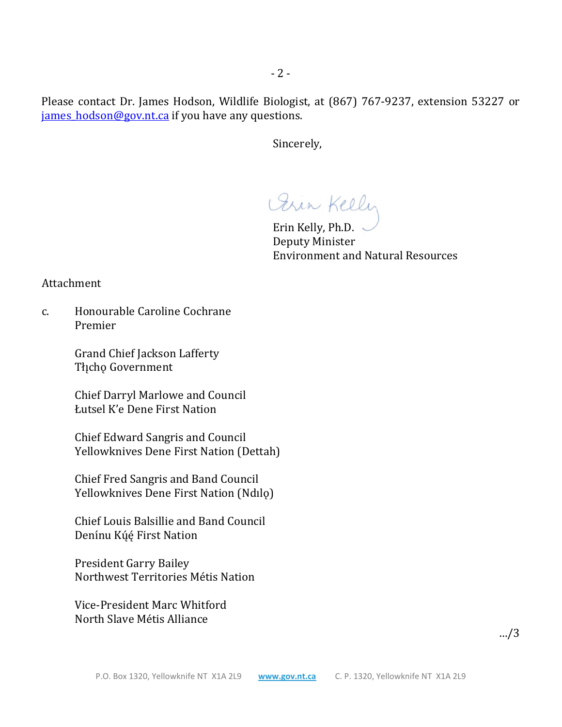Please contact Dr. James Hodson, Wildlife Biologist, at (867) 767-9237, extension 53227 or james_hodson@gov.nt.ca if you have any questions.

Sincerely,

Erin Kelly, Ph.D.
Deputy Minister
Environment and Natural Resources

Attachment

c. Honourable Caroline Cochrane
Premier

Grand Chief Jackson Lafferty
Tłı̨chǫ Government

Chief Darryl Marlowe and Council
Łutsel K'e Dene First Nation

Chief Edward Sangris and Council
Yellowknives Dene First Nation (Dettah)

Chief Fred Sangris and Band Council
Yellowknives Dene First Nation (Ndılǫ)

Chief Louis Balsillie and Band Council
Deníınu Kų́ę́ First Nation

President Garry Bailey
Northwest Territories Métis Nation

Vice-President Marc Whitford
North Slave Métis Alliance

…/3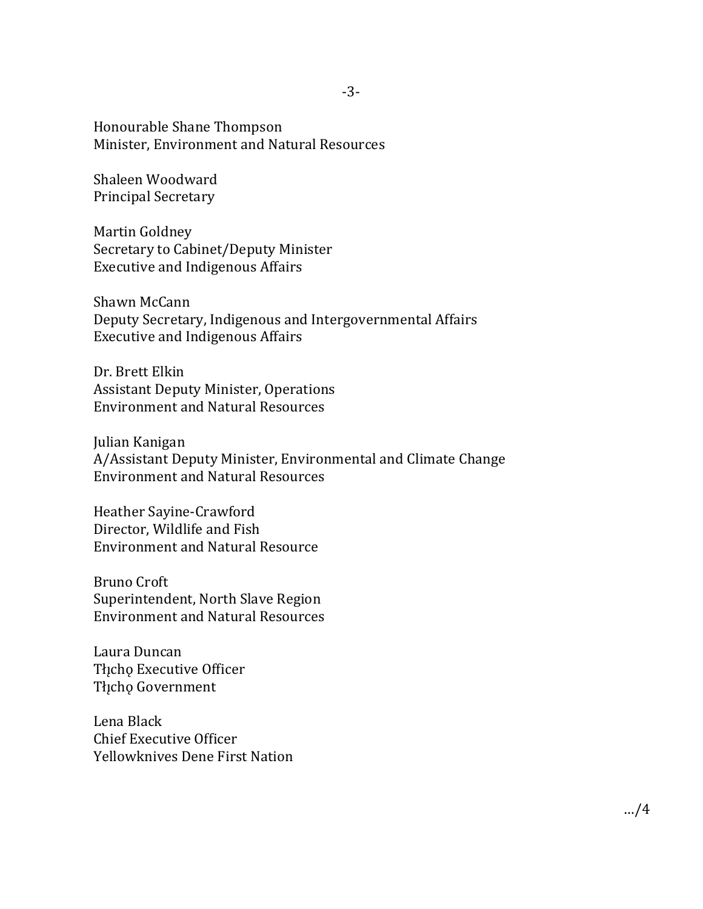Honourable Shane Thompson
Minister, Environment and Natural Resources

Shaleen Woodward
Principal Secretary

Martin Goldney
Secretary to Cabinet/Deputy Minister
Executive and Indigenous Affairs

Shawn McCann
Deputy Secretary, Indigenous and Intergovernmental Affairs
Executive and Indigenous Affairs

Dr. Brett Elkin
Assistant Deputy Minister, Operations
Environment and Natural Resources

Julian Kanigan
A/Assistant Deputy Minister, Environmental and Climate Change
Environment and Natural Resources

Heather Sayine-Crawford
Director, Wildlife and Fish
Environment and Natural Resource

Bruno Croft
Superintendent, North Slave Region
Environment and Natural Resources

Laura Duncan
Tłı̨chǫ Executive Officer
Tłı̨chǫ Government

Lena Black
Chief Executive Officer
Yellowknives Dene First Nation

…/4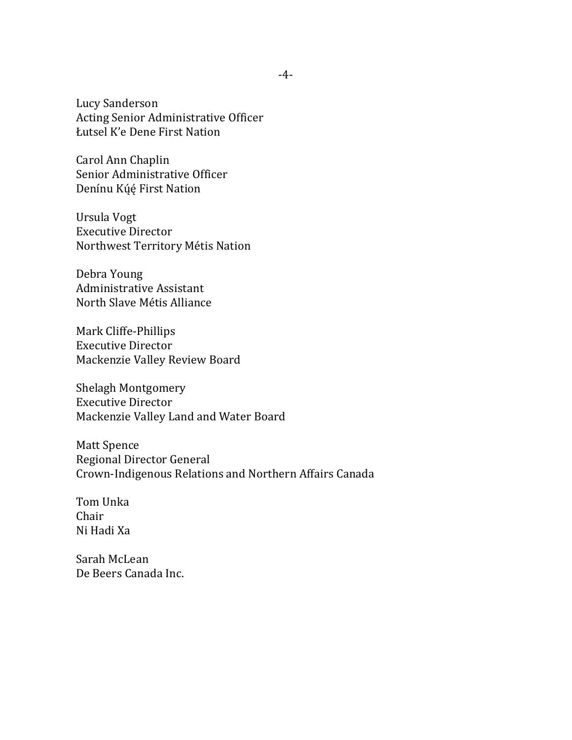Lucy Sanderson
Acting Senior Administrative Officer
Łutsel K'e Dene First Nation

Carol Ann Chaplin
Senior Administrative Officer
Deninu Kų́ę́ First Nation

Ursula Vogt
Executive Director
Northwest Territory Métis Nation

Debra Young
Administrative Assistant
North Slave Métis Alliance

Mark Cliffe-Phillips
Executive Director
Mackenzie Valley Review Board

Shelagh Montgomery
Executive Director
Mackenzie Valley Land and Water Board

Matt Spence
Regional Director General
Crown-Indigenous Relations and Northern Affairs Canada

Tom Unka
Chair
Ni Hadi Xa

Sarah McLean
De Beers Canada Inc.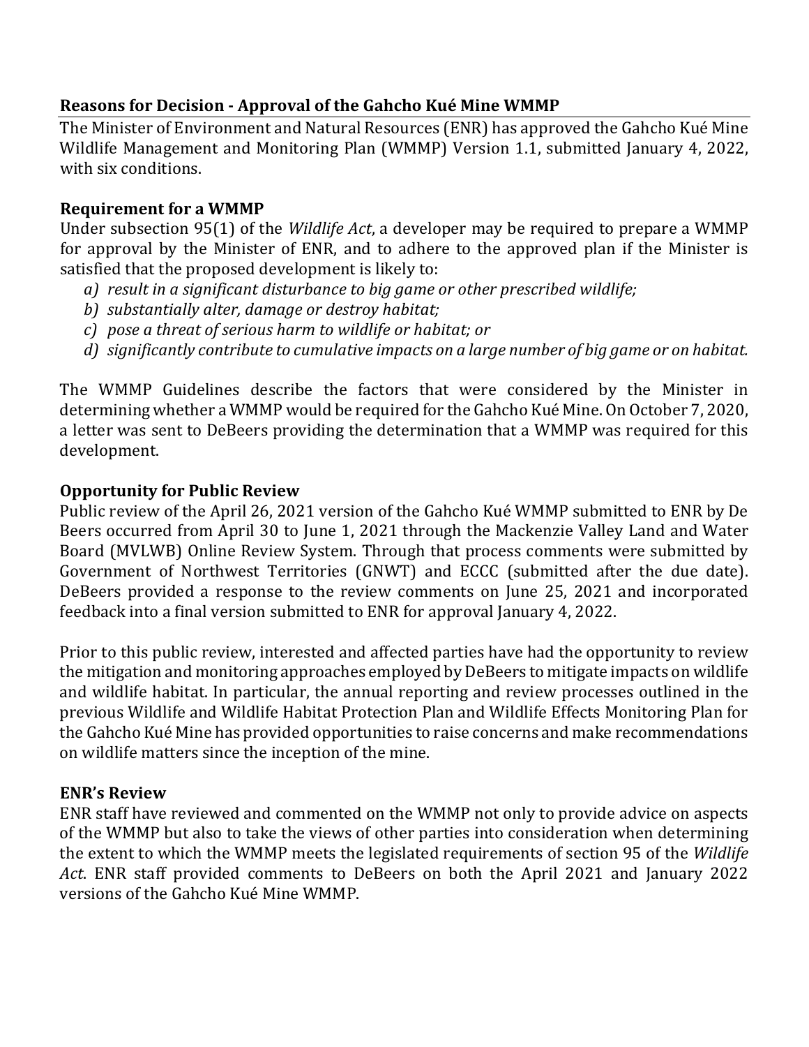## Reasons for Decision - Approval of the Gahcho Kué Mine WMMP

The Minister of Environment and Natural Resources (ENR) has approved the Gahcho Kué Mine Wildlife Management and Monitoring Plan (WMMP) Version 1.1, submitted January 4, 2022, with six conditions.

### Requirement for a WMMP

Under subsection 95(1) of the *Wildlife Act*, a developer may be required to prepare a WMMP for approval by the Minister of ENR, and to adhere to the approved plan if the Minister is satisfied that the proposed development is likely to:

*a) result in a significant disturbance to big game or other prescribed wildlife;*
*b) substantially alter, damage or destroy habitat;*
*c) pose a threat of serious harm to wildlife or habitat; or*
*d) significantly contribute to cumulative impacts on a large number of big game or on habitat.*

The WMMP Guidelines describe the factors that were considered by the Minister in determining whether a WMMP would be required for the Gahcho Kué Mine. On October 7, 2020, a letter was sent to DeBeers providing the determination that a WMMP was required for this development.

### Opportunity for Public Review

Public review of the April 26, 2021 version of the Gahcho Kué WMMP submitted to ENR by De Beers occurred from April 30 to June 1, 2021 through the Mackenzie Valley Land and Water Board (MVLWB) Online Review System. Through that process comments were submitted by Government of Northwest Territories (GNWT) and ECCC (submitted after the due date). DeBeers provided a response to the review comments on June 25, 2021 and incorporated feedback into a final version submitted to ENR for approval January 4, 2022.

Prior to this public review, interested and affected parties have had the opportunity to review the mitigation and monitoring approaches employed by DeBeers to mitigate impacts on wildlife and wildlife habitat. In particular, the annual reporting and review processes outlined in the previous Wildlife and Wildlife Habitat Protection Plan and Wildlife Effects Monitoring Plan for the Gahcho Kué Mine has provided opportunities to raise concerns and make recommendations on wildlife matters since the inception of the mine.

### ENR's Review

ENR staff have reviewed and commented on the WMMP not only to provide advice on aspects of the WMMP but also to take the views of other parties into consideration when determining the extent to which the WMMP meets the legislated requirements of section 95 of the *Wildlife Act*. ENR staff provided comments to DeBeers on both the April 2021 and January 2022 versions of the Gahcho Kué Mine WMMP.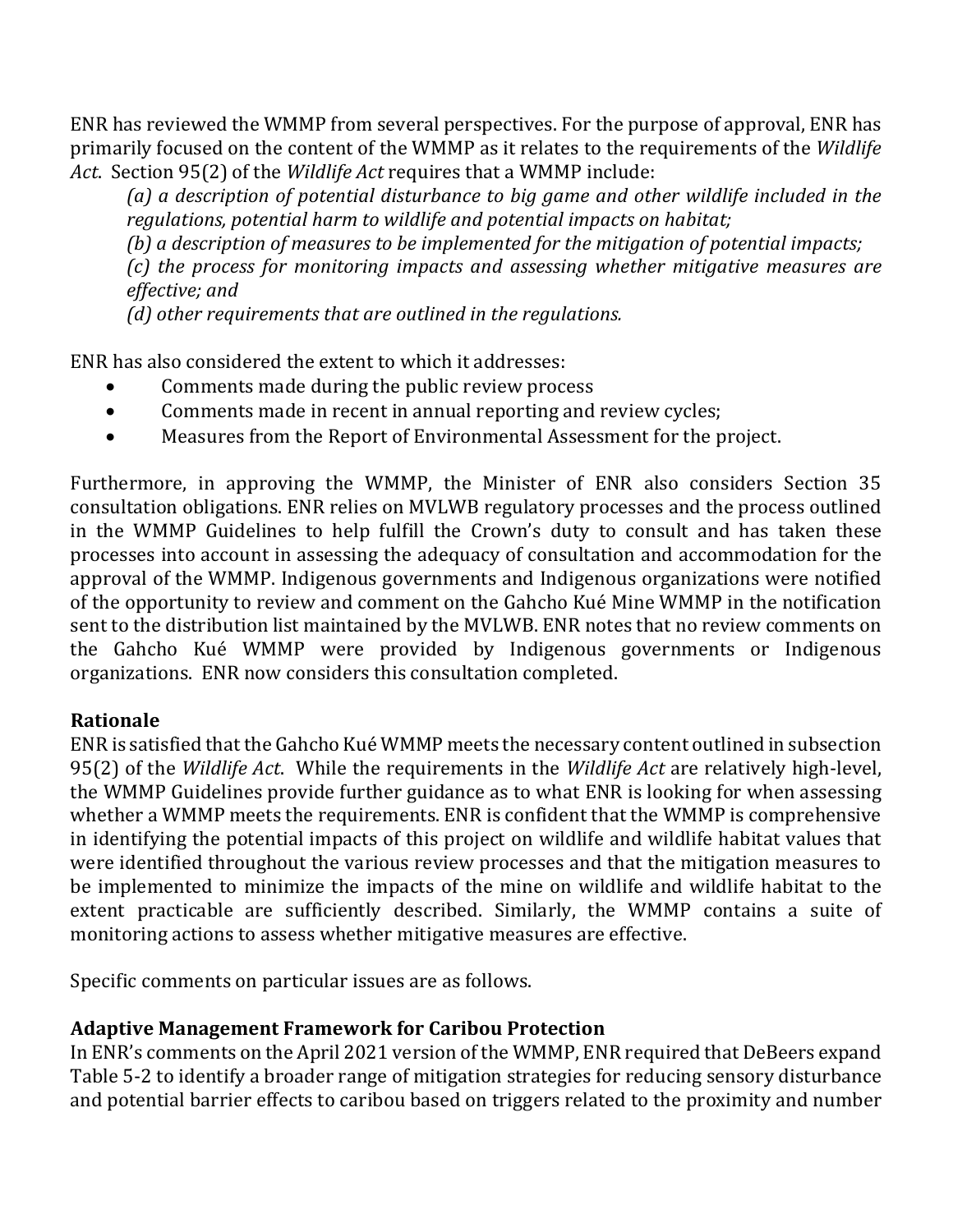ENR has reviewed the WMMP from several perspectives. For the purpose of approval, ENR has primarily focused on the content of the WMMP as it relates to the requirements of the *Wildlife Act*. Section 95(2) of the *Wildlife Act* requires that a WMMP include:

> *(a) a description of potential disturbance to big game and other wildlife included in the regulations, potential harm to wildlife and potential impacts on habitat;*
>
> *(b) a description of measures to be implemented for the mitigation of potential impacts;*
>
> *(c) the process for monitoring impacts and assessing whether mitigative measures are effective; and*
>
> *(d) other requirements that are outlined in the regulations.*

ENR has also considered the extent to which it addresses:

- Comments made during the public review process
- Comments made in recent in annual reporting and review cycles;
- Measures from the Report of Environmental Assessment for the project.

Furthermore, in approving the WMMP, the Minister of ENR also considers Section 35 consultation obligations. ENR relies on MVLWB regulatory processes and the process outlined in the WMMP Guidelines to help fulfill the Crown's duty to consult and has taken these processes into account in assessing the adequacy of consultation and accommodation for the approval of the WMMP. Indigenous governments and Indigenous organizations were notified of the opportunity to review and comment on the Gahcho Kué Mine WMMP in the notification sent to the distribution list maintained by the MVLWB. ENR notes that no review comments on the Gahcho Kué WMMP were provided by Indigenous governments or Indigenous organizations. ENR now considers this consultation completed.

## Rationale

ENR is satisfied that the Gahcho Kué WMMP meets the necessary content outlined in subsection 95(2) of the *Wildlife Act*. While the requirements in the *Wildlife Act* are relatively high-level, the WMMP Guidelines provide further guidance as to what ENR is looking for when assessing whether a WMMP meets the requirements. ENR is confident that the WMMP is comprehensive in identifying the potential impacts of this project on wildlife and wildlife habitat values that were identified throughout the various review processes and that the mitigation measures to be implemented to minimize the impacts of the mine on wildlife and wildlife habitat to the extent practicable are sufficiently described. Similarly, the WMMP contains a suite of monitoring actions to assess whether mitigative measures are effective.

Specific comments on particular issues are as follows.

## Adaptive Management Framework for Caribou Protection

In ENR's comments on the April 2021 version of the WMMP, ENR required that DeBeers expand Table 5-2 to identify a broader range of mitigation strategies for reducing sensory disturbance and potential barrier effects to caribou based on triggers related to the proximity and number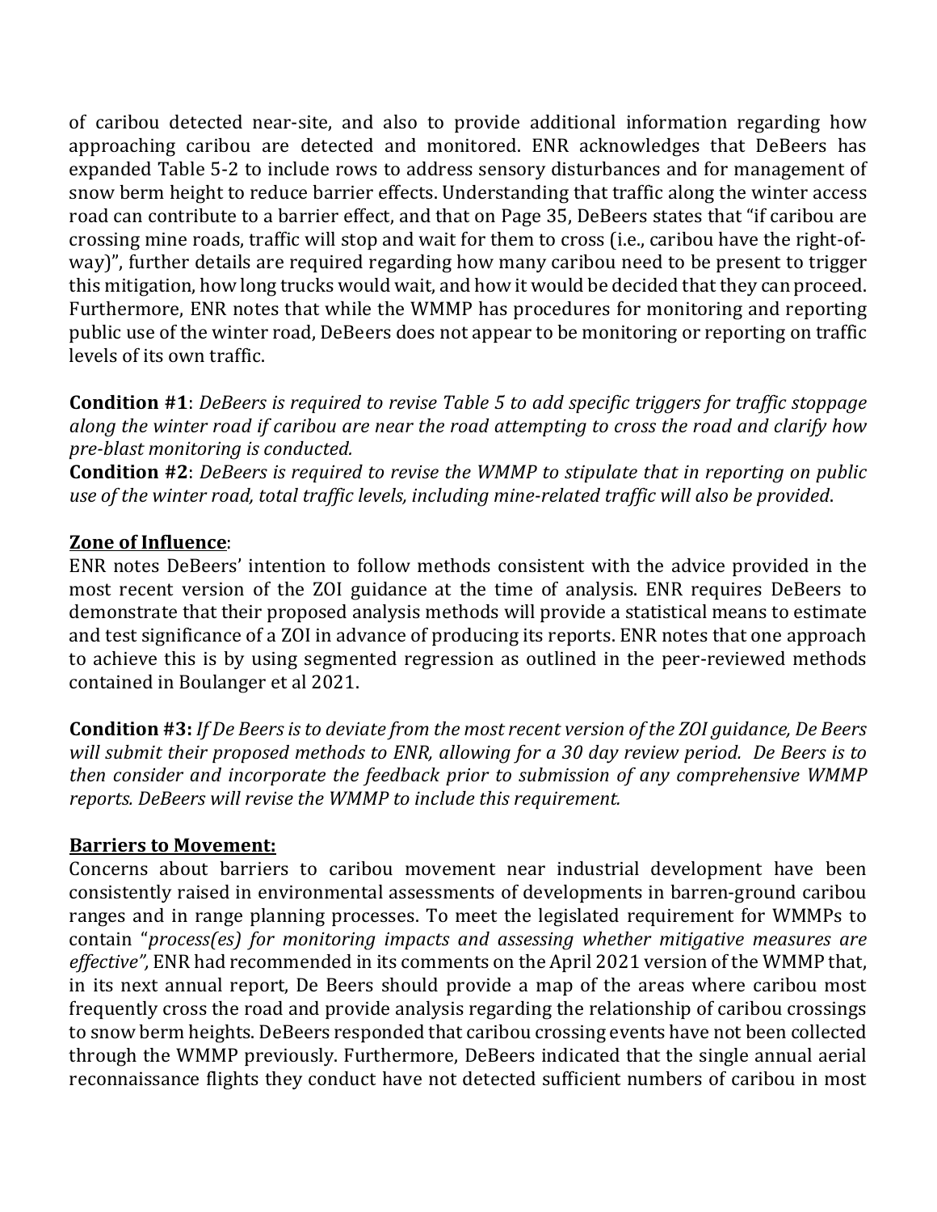of caribou detected near-site, and also to provide additional information regarding how approaching caribou are detected and monitored. ENR acknowledges that DeBeers has expanded Table 5-2 to include rows to address sensory disturbances and for management of snow berm height to reduce barrier effects. Understanding that traffic along the winter access road can contribute to a barrier effect, and that on Page 35, DeBeers states that "if caribou are crossing mine roads, traffic will stop and wait for them to cross (i.e., caribou have the right-of-way)", further details are required regarding how many caribou need to be present to trigger this mitigation, how long trucks would wait, and how it would be decided that they can proceed. Furthermore, ENR notes that while the WMMP has procedures for monitoring and reporting public use of the winter road, DeBeers does not appear to be monitoring or reporting on traffic levels of its own traffic.

**Condition #1**: *DeBeers is required to revise Table 5 to add specific triggers for traffic stoppage along the winter road if caribou are near the road attempting to cross the road and clarify how pre-blast monitoring is conducted.*
**Condition #2**: *DeBeers is required to revise the WMMP to stipulate that in reporting on public use of the winter road, total traffic levels, including mine-related traffic will also be provided*.

**Zone of Influence**:
ENR notes DeBeers' intention to follow methods consistent with the advice provided in the most recent version of the ZOI guidance at the time of analysis. ENR requires DeBeers to demonstrate that their proposed analysis methods will provide a statistical means to estimate and test significance of a ZOI in advance of producing its reports. ENR notes that one approach to achieve this is by using segmented regression as outlined in the peer-reviewed methods contained in Boulanger et al 2021.

**Condition #3:** *If De Beers is to deviate from the most recent version of the ZOI guidance, De Beers will submit their proposed methods to ENR, allowing for a 30 day review period. De Beers is to then consider and incorporate the feedback prior to submission of any comprehensive WMMP reports. DeBeers will revise the WMMP to include this requirement.*

**Barriers to Movement:**
Concerns about barriers to caribou movement near industrial development have been consistently raised in environmental assessments of developments in barren-ground caribou ranges and in range planning processes. To meet the legislated requirement for WMMPs to contain "*process(es) for monitoring impacts and assessing whether mitigative measures are effective"*, ENR had recommended in its comments on the April 2021 version of the WMMP that, in its next annual report, De Beers should provide a map of the areas where caribou most frequently cross the road and provide analysis regarding the relationship of caribou crossings to snow berm heights. DeBeers responded that caribou crossing events have not been collected through the WMMP previously. Furthermore, DeBeers indicated that the single annual aerial reconnaissance flights they conduct have not detected sufficient numbers of caribou in most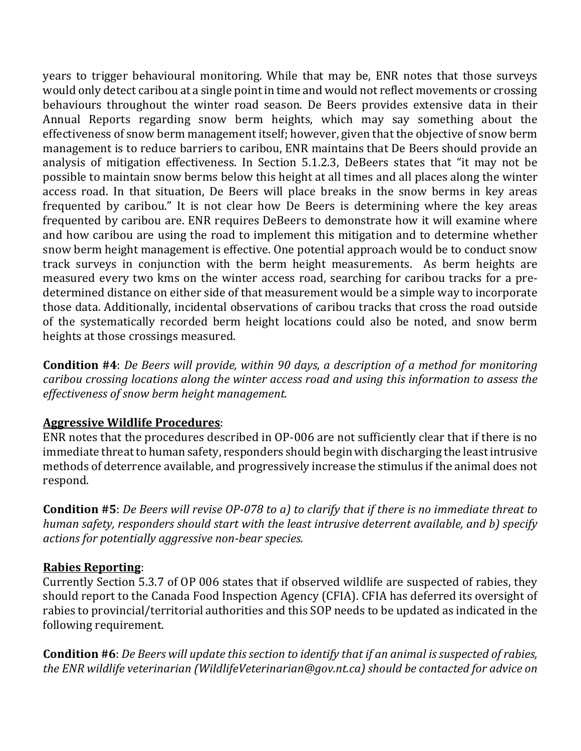years to trigger behavioural monitoring. While that may be, ENR notes that those surveys would only detect caribou at a single point in time and would not reflect movements or crossing behaviours throughout the winter road season. De Beers provides extensive data in their Annual Reports regarding snow berm heights, which may say something about the effectiveness of snow berm management itself; however, given that the objective of snow berm management is to reduce barriers to caribou, ENR maintains that De Beers should provide an analysis of mitigation effectiveness. In Section 5.1.2.3, DeBeers states that "it may not be possible to maintain snow berms below this height at all times and all places along the winter access road. In that situation, De Beers will place breaks in the snow berms in key areas frequented by caribou." It is not clear how De Beers is determining where the key areas frequented by caribou are. ENR requires DeBeers to demonstrate how it will examine where and how caribou are using the road to implement this mitigation and to determine whether snow berm height management is effective. One potential approach would be to conduct snow track surveys in conjunction with the berm height measurements. As berm heights are measured every two kms on the winter access road, searching for caribou tracks for a pre-determined distance on either side of that measurement would be a simple way to incorporate those data. Additionally, incidental observations of caribou tracks that cross the road outside of the systematically recorded berm height locations could also be noted, and snow berm heights at those crossings measured.

**Condition #4**: *De Beers will provide, within 90 days, a description of a method for monitoring caribou crossing locations along the winter access road and using this information to assess the effectiveness of snow berm height management.*

**Aggressive Wildlife Procedures**:

ENR notes that the procedures described in OP-006 are not sufficiently clear that if there is no immediate threat to human safety, responders should begin with discharging the least intrusive methods of deterrence available, and progressively increase the stimulus if the animal does not respond.

**Condition #5**: *De Beers will revise OP-078 to a) to clarify that if there is no immediate threat to human safety, responders should start with the least intrusive deterrent available, and b) specify actions for potentially aggressive non-bear species.*

**Rabies Reporting**:

Currently Section 5.3.7 of OP 006 states that if observed wildlife are suspected of rabies, they should report to the Canada Food Inspection Agency (CFIA). CFIA has deferred its oversight of rabies to provincial/territorial authorities and this SOP needs to be updated as indicated in the following requirement.

**Condition #6**: *De Beers will update this section to identify that if an animal is suspected of rabies, the ENR wildlife veterinarian (WildlifeVeterinarian@gov.nt.ca) should be contacted for advice on*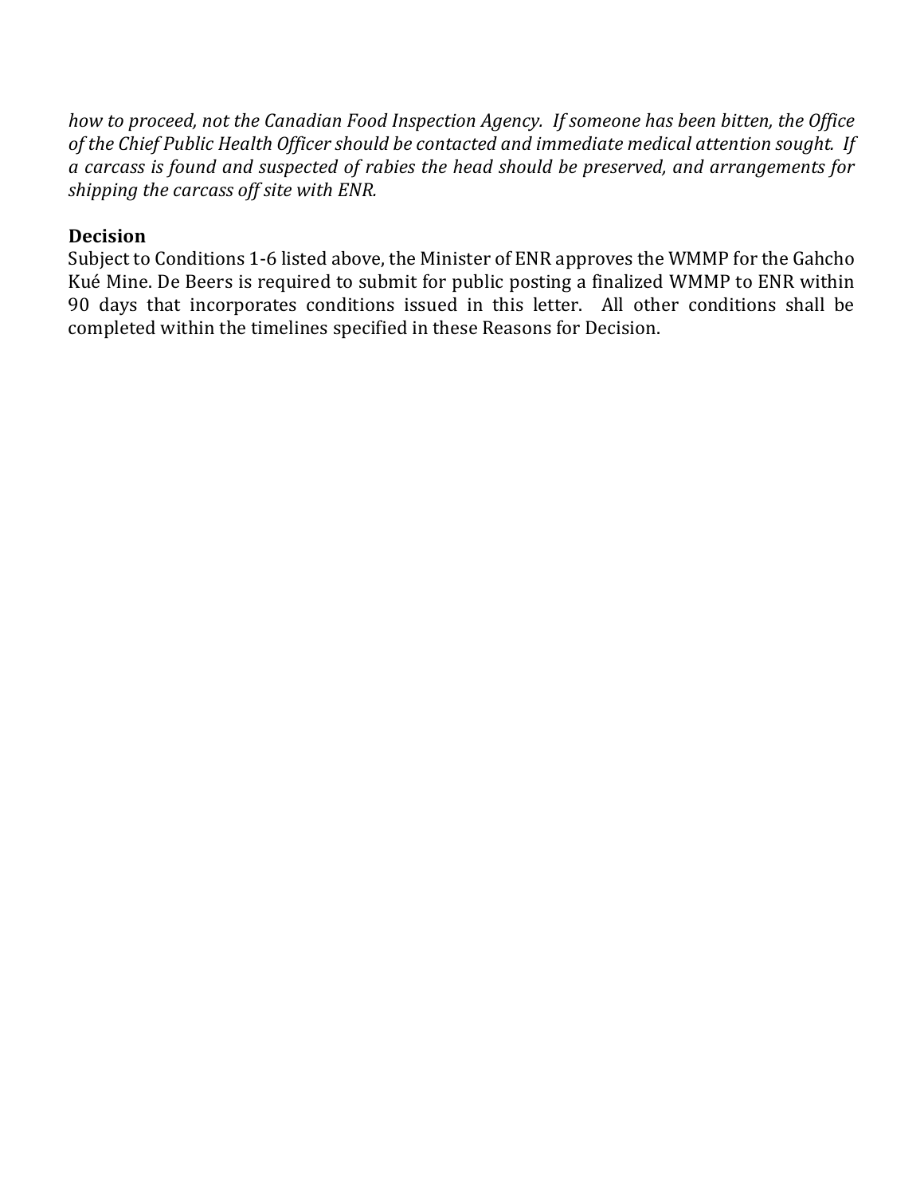*how to proceed, not the Canadian Food Inspection Agency. If someone has been bitten, the Office of the Chief Public Health Officer should be contacted and immediate medical attention sought. If a carcass is found and suspected of rabies the head should be preserved, and arrangements for shipping the carcass off site with ENR.*

## Decision

Subject to Conditions 1-6 listed above, the Minister of ENR approves the WMMP for the Gahcho Kué Mine. De Beers is required to submit for public posting a finalized WMMP to ENR within 90 days that incorporates conditions issued in this letter. All other conditions shall be completed within the timelines specified in these Reasons for Decision.